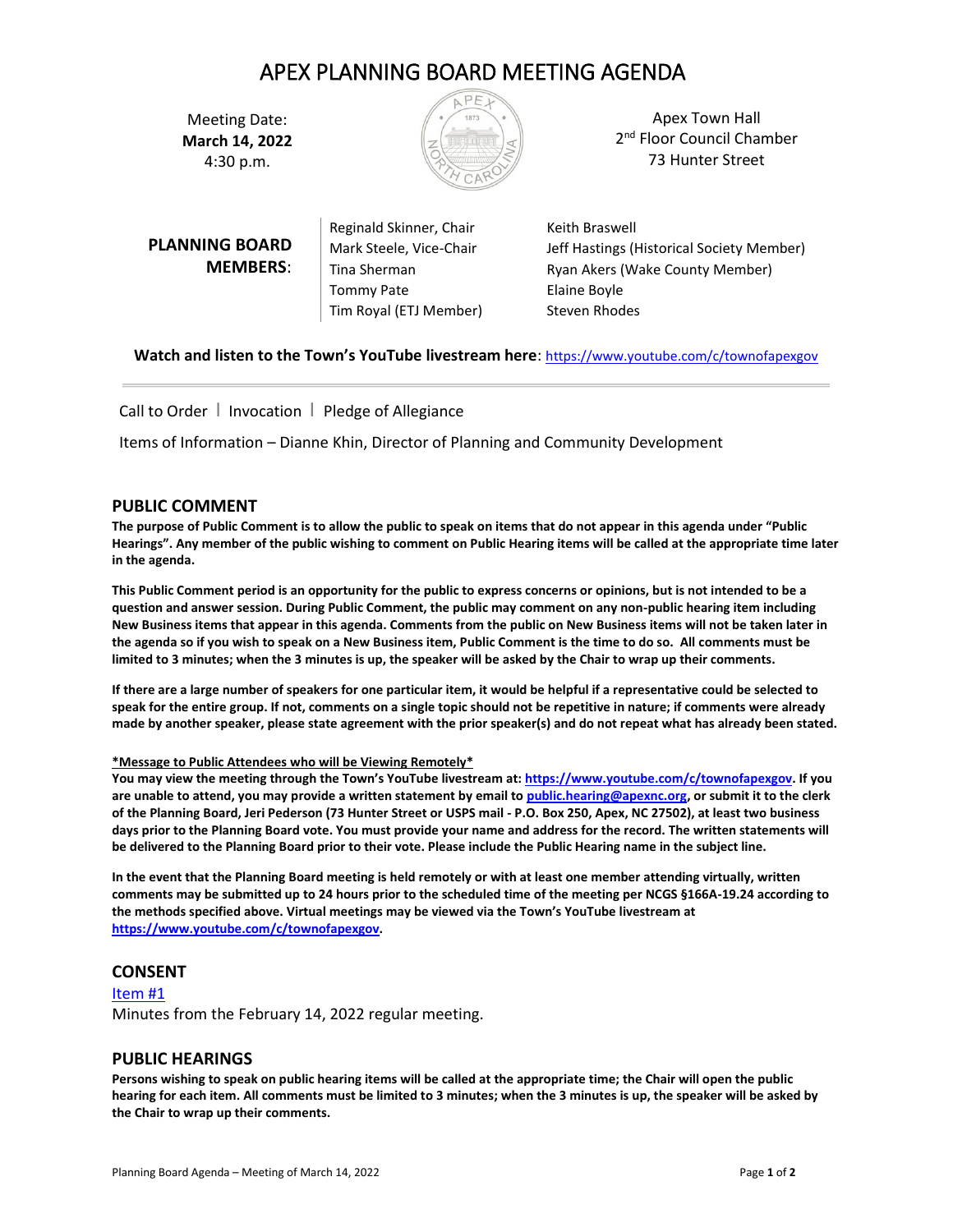# APEX PLANNING BOARD MEETING AGENDA

Meeting Date:
**March 14, 2022**
4:30 p.m.

Apex Town Hall
2nd Floor Council Chamber
73 Hunter Street

**PLANNING BOARD MEMBERS**:

Reginald Skinner, Chair
Mark Steele, Vice-Chair
Tina Sherman
Tommy Pate
Tim Royal (ETJ Member)
Keith Braswell
Jeff Hastings (Historical Society Member)
Ryan Akers (Wake County Member)
Elaine Boyle
Steven Rhodes

**Watch and listen to the Town's YouTube livestream here**: https://www.youtube.com/c/townofapexgov

---

Call to Order | Invocation | Pledge of Allegiance

Items of Information – Dianne Khin, Director of Planning and Community Development

## PUBLIC COMMENT

**The purpose of Public Comment is to allow the public to speak on items that do not appear in this agenda under "Public Hearings". Any member of the public wishing to comment on Public Hearing items will be called at the appropriate time later in the agenda.**

**This Public Comment period is an opportunity for the public to express concerns or opinions, but is not intended to be a question and answer session. During Public Comment, the public may comment on any non-public hearing item including New Business items that appear in this agenda. Comments from the public on New Business items will not be taken later in the agenda so if you wish to speak on a New Business item, Public Comment is the time to do so. All comments must be limited to 3 minutes; when the 3 minutes is up, the speaker will be asked by the Chair to wrap up their comments.**

**If there are a large number of speakers for one particular item, it would be helpful if a representative could be selected to speak for the entire group. If not, comments on a single topic should not be repetitive in nature; if comments were already made by another speaker, please state agreement with the prior speaker(s) and do not repeat what has already been stated.**

**\*Message to Public Attendees who will be Viewing Remotely\***
**You may view the meeting through the Town's YouTube livestream at: https://www.youtube.com/c/townofapexgov. If you are unable to attend, you may provide a written statement by email to public.hearing@apexnc.org, or submit it to the clerk of the Planning Board, Jeri Pederson (73 Hunter Street or USPS mail - P.O. Box 250, Apex, NC 27502), at least two business days prior to the Planning Board vote. You must provide your name and address for the record. The written statements will be delivered to the Planning Board prior to their vote. Please include the Public Hearing name in the subject line.**

**In the event that the Planning Board meeting is held remotely or with at least one member attending virtually, written comments may be submitted up to 24 hours prior to the scheduled time of the meeting per NCGS §166A-19.24 according to the methods specified above. Virtual meetings may be viewed via the Town's YouTube livestream at https://www.youtube.com/c/townofapexgov.**

## CONSENT

Item #1
Minutes from the February 14, 2022 regular meeting.

## PUBLIC HEARINGS

**Persons wishing to speak on public hearing items will be called at the appropriate time; the Chair will open the public hearing for each item. All comments must be limited to 3 minutes; when the 3 minutes is up, the speaker will be asked by the Chair to wrap up their comments.**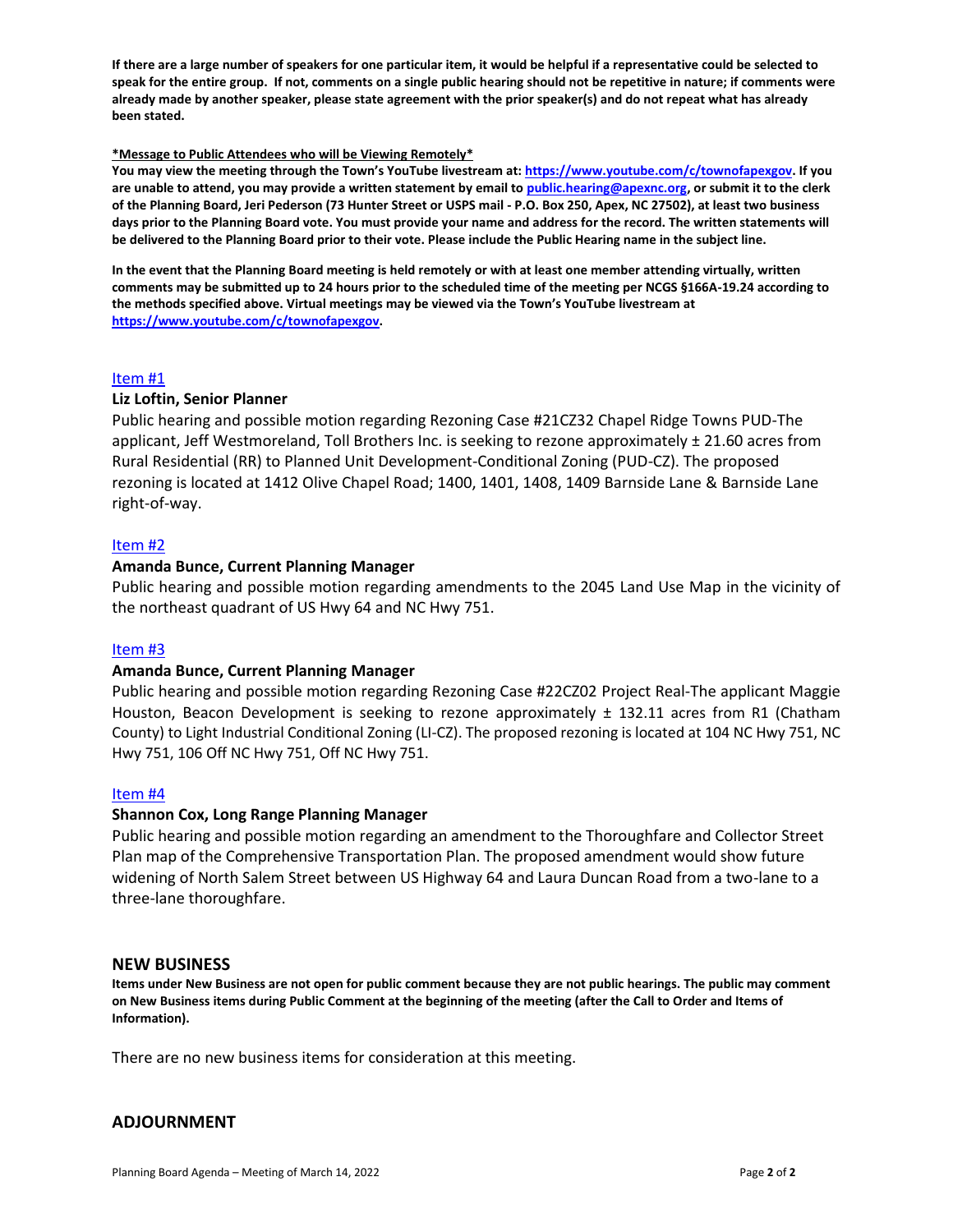**If there are a large number of speakers for one particular item, it would be helpful if a representative could be selected to speak for the entire group. If not, comments on a single public hearing should not be repetitive in nature; if comments were already made by another speaker, please state agreement with the prior speaker(s) and do not repeat what has already been stated.**

**\*Message to Public Attendees who will be Viewing Remotely\***

**You may view the meeting through the Town's YouTube livestream at: https://www.youtube.com/c/townofapexgov. If you are unable to attend, you may provide a written statement by email to public.hearing@apexnc.org, or submit it to the clerk of the Planning Board, Jeri Pederson (73 Hunter Street or USPS mail - P.O. Box 250, Apex, NC 27502), at least two business days prior to the Planning Board vote. You must provide your name and address for the record. The written statements will be delivered to the Planning Board prior to their vote. Please include the Public Hearing name in the subject line.**

**In the event that the Planning Board meeting is held remotely or with at least one member attending virtually, written comments may be submitted up to 24 hours prior to the scheduled time of the meeting per NCGS §166A-19.24 according to the methods specified above. Virtual meetings may be viewed via the Town's YouTube livestream at https://www.youtube.com/c/townofapexgov.**

Item #1

**Liz Loftin, Senior Planner**

Public hearing and possible motion regarding Rezoning Case #21CZ32 Chapel Ridge Towns PUD-The applicant, Jeff Westmoreland, Toll Brothers Inc. is seeking to rezone approximately ± 21.60 acres from Rural Residential (RR) to Planned Unit Development-Conditional Zoning (PUD-CZ). The proposed rezoning is located at 1412 Olive Chapel Road; 1400, 1401, 1408, 1409 Barnside Lane & Barnside Lane right-of-way.

Item #2

**Amanda Bunce, Current Planning Manager**

Public hearing and possible motion regarding amendments to the 2045 Land Use Map in the vicinity of the northeast quadrant of US Hwy 64 and NC Hwy 751.

Item #3

**Amanda Bunce, Current Planning Manager**

Public hearing and possible motion regarding Rezoning Case #22CZ02 Project Real-The applicant Maggie Houston, Beacon Development is seeking to rezone approximately ± 132.11 acres from R1 (Chatham County) to Light Industrial Conditional Zoning (LI-CZ). The proposed rezoning is located at 104 NC Hwy 751, NC Hwy 751, 106 Off NC Hwy 751, Off NC Hwy 751.

Item #4

**Shannon Cox, Long Range Planning Manager**

Public hearing and possible motion regarding an amendment to the Thoroughfare and Collector Street Plan map of the Comprehensive Transportation Plan. The proposed amendment would show future widening of North Salem Street between US Highway 64 and Laura Duncan Road from a two-lane to a three-lane thoroughfare.

## NEW BUSINESS

**Items under New Business are not open for public comment because they are not public hearings. The public may comment on New Business items during Public Comment at the beginning of the meeting (after the Call to Order and Items of Information).**

There are no new business items for consideration at this meeting.

## ADJOURNMENT